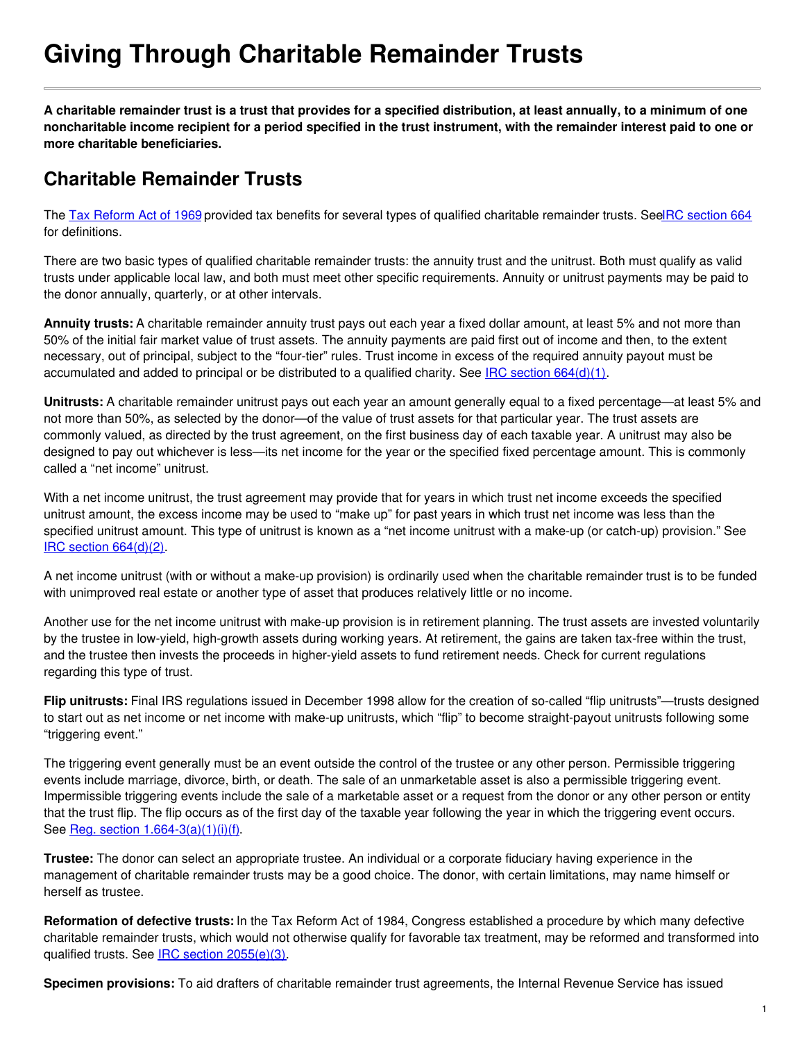# Giving Through Charitable Remainder Trusts

**A charitable remainder trust is a trust that provides for a specified distribution, at least annually, to a minimum of one noncharitable income recipient for a period specified in the trust instrument, with the remainder interest paid to one or more charitable beneficiaries.**

## Charitable Remainder Trusts

The Tax Reform Act of 1969 provided tax benefits for several types of qualified charitable remainder trusts. See IRC section 664 for definitions.

There are two basic types of qualified charitable remainder trusts: the annuity trust and the unitrust. Both must qualify as valid trusts under applicable local law, and both must meet other specific requirements. Annuity or unitrust payments may be paid to the donor annually, quarterly, or at other intervals.

**Annuity trusts:** A charitable remainder annuity trust pays out each year a fixed dollar amount, at least 5% and not more than 50% of the initial fair market value of trust assets. The annuity payments are paid first out of income and then, to the extent necessary, out of principal, subject to the "four-tier" rules. Trust income in excess of the required annuity payout must be accumulated and added to principal or be distributed to a qualified charity. See IRC section 664(d)(1).

**Unitrusts:** A charitable remainder unitrust pays out each year an amount generally equal to a fixed percentage—at least 5% and not more than 50%, as selected by the donor—of the value of trust assets for that particular year. The trust assets are commonly valued, as directed by the trust agreement, on the first business day of each taxable year. A unitrust may also be designed to pay out whichever is less—its net income for the year or the specified fixed percentage amount. This is commonly called a "net income" unitrust.

With a net income unitrust, the trust agreement may provide that for years in which trust net income exceeds the specified unitrust amount, the excess income may be used to "make up" for past years in which trust net income was less than the specified unitrust amount. This type of unitrust is known as a "net income unitrust with a make-up (or catch-up) provision." See IRC section 664(d)(2).

A net income unitrust (with or without a make-up provision) is ordinarily used when the charitable remainder trust is to be funded with unimproved real estate or another type of asset that produces relatively little or no income.

Another use for the net income unitrust with make-up provision is in retirement planning. The trust assets are invested voluntarily by the trustee in low-yield, high-growth assets during working years. At retirement, the gains are taken tax-free within the trust, and the trustee then invests the proceeds in higher-yield assets to fund retirement needs. Check for current regulations regarding this type of trust.

**Flip unitrusts:** Final IRS regulations issued in December 1998 allow for the creation of so-called "flip unitrusts"—trusts designed to start out as net income or net income with make-up unitrusts, which "flip" to become straight-payout unitrusts following some "triggering event."

The triggering event generally must be an event outside the control of the trustee or any other person. Permissible triggering events include marriage, divorce, birth, or death. The sale of an unmarketable asset is also a permissible triggering event. Impermissible triggering events include the sale of a marketable asset or a request from the donor or any other person or entity that the trust flip. The flip occurs as of the first day of the taxable year following the year in which the triggering event occurs. See Reg. section 1.664-3(a)(1)(i)(f).

**Trustee:** The donor can select an appropriate trustee. An individual or a corporate fiduciary having experience in the management of charitable remainder trusts may be a good choice. The donor, with certain limitations, may name himself or herself as trustee.

**Reformation of defective trusts:** In the Tax Reform Act of 1984, Congress established a procedure by which many defective charitable remainder trusts, which would not otherwise qualify for favorable tax treatment, may be reformed and transformed into qualified trusts. See IRC section 2055(e)(3).

**Specimen provisions:** To aid drafters of charitable remainder trust agreements, the Internal Revenue Service has issued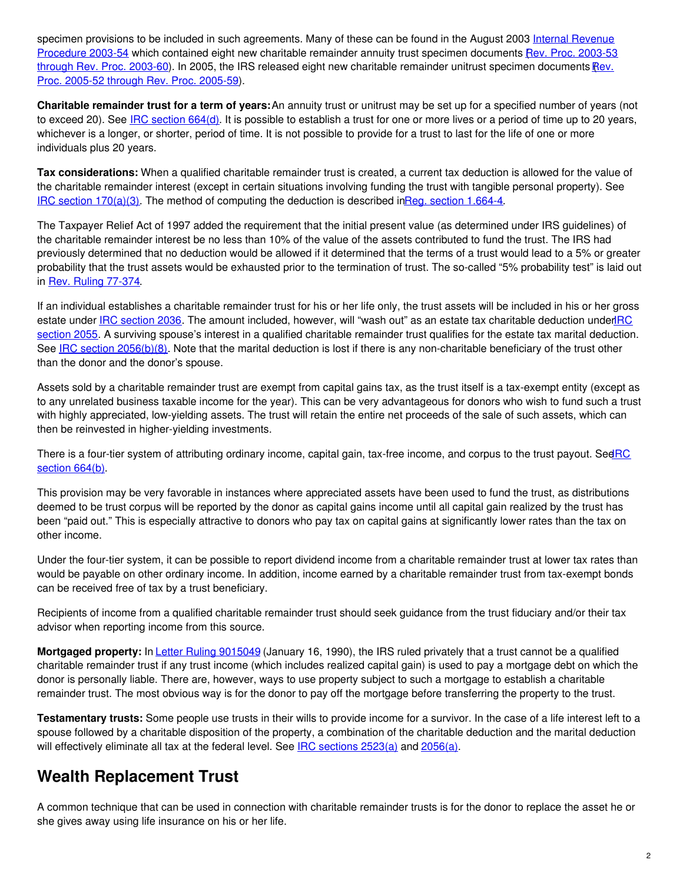specimen provisions to be included in such agreements. Many of these can be found in the August 2003 Internal Revenue Procedure 2003-54 which contained eight new charitable remainder annuity trust specimen documents (Rev. Proc. 2003-53 through Rev. Proc. 2003-60). In 2005, the IRS released eight new charitable remainder unitrust specimen documents (Rev. Proc. 2005-52 through Rev. Proc. 2005-59).

**Charitable remainder trust for a term of years:** An annuity trust or unitrust may be set up for a specified number of years (not to exceed 20). See IRC section 664(d). It is possible to establish a trust for one or more lives or a period of time up to 20 years, whichever is a longer, or shorter, period of time. It is not possible to provide for a trust to last for the life of one or more individuals plus 20 years.

**Tax considerations:** When a qualified charitable remainder trust is created, a current tax deduction is allowed for the value of the charitable remainder interest (except in certain situations involving funding the trust with tangible personal property). See IRC section 170(a)(3). The method of computing the deduction is described in Reg. section 1.664-4.

The Taxpayer Relief Act of 1997 added the requirement that the initial present value (as determined under IRS guidelines) of the charitable remainder interest be no less than 10% of the value of the assets contributed to fund the trust. The IRS had previously determined that no deduction would be allowed if it determined that the terms of a trust would lead to a 5% or greater probability that the trust assets would be exhausted prior to the termination of trust. The so-called "5% probability test" is laid out in Rev. Ruling 77-374.

If an individual establishes a charitable remainder trust for his or her life only, the trust assets will be included in his or her gross estate under IRC section 2036. The amount included, however, will "wash out" as an estate tax charitable deduction under IRC section 2055. A surviving spouse's interest in a qualified charitable remainder trust qualifies for the estate tax marital deduction. See IRC section 2056(b)(8). Note that the marital deduction is lost if there is any non-charitable beneficiary of the trust other than the donor and the donor's spouse.

Assets sold by a charitable remainder trust are exempt from capital gains tax, as the trust itself is a tax-exempt entity (except as to any unrelated business taxable income for the year). This can be very advantageous for donors who wish to fund such a trust with highly appreciated, low-yielding assets. The trust will retain the entire net proceeds of the sale of such assets, which can then be reinvested in higher-yielding investments.

There is a four-tier system of attributing ordinary income, capital gain, tax-free income, and corpus to the trust payout. See IRC section 664(b).

This provision may be very favorable in instances where appreciated assets have been used to fund the trust, as distributions deemed to be trust corpus will be reported by the donor as capital gains income until all capital gain realized by the trust has been "paid out." This is especially attractive to donors who pay tax on capital gains at significantly lower rates than the tax on other income.

Under the four-tier system, it can be possible to report dividend income from a charitable remainder trust at lower tax rates than would be payable on other ordinary income. In addition, income earned by a charitable remainder trust from tax-exempt bonds can be received free of tax by a trust beneficiary.

Recipients of income from a qualified charitable remainder trust should seek guidance from the trust fiduciary and/or their tax advisor when reporting income from this source.

**Mortgaged property:** In Letter Ruling 9015049 (January 16, 1990), the IRS ruled privately that a trust cannot be a qualified charitable remainder trust if any trust income (which includes realized capital gain) is used to pay a mortgage debt on which the donor is personally liable. There are, however, ways to use property subject to such a mortgage to establish a charitable remainder trust. The most obvious way is for the donor to pay off the mortgage before transferring the property to the trust.

**Testamentary trusts:** Some people use trusts in their wills to provide income for a survivor. In the case of a life interest left to a spouse followed by a charitable disposition of the property, a combination of the charitable deduction and the marital deduction will effectively eliminate all tax at the federal level. See IRC sections 2523(a) and 2056(a).

## Wealth Replacement Trust

A common technique that can be used in connection with charitable remainder trusts is for the donor to replace the asset he or she gives away using life insurance on his or her life.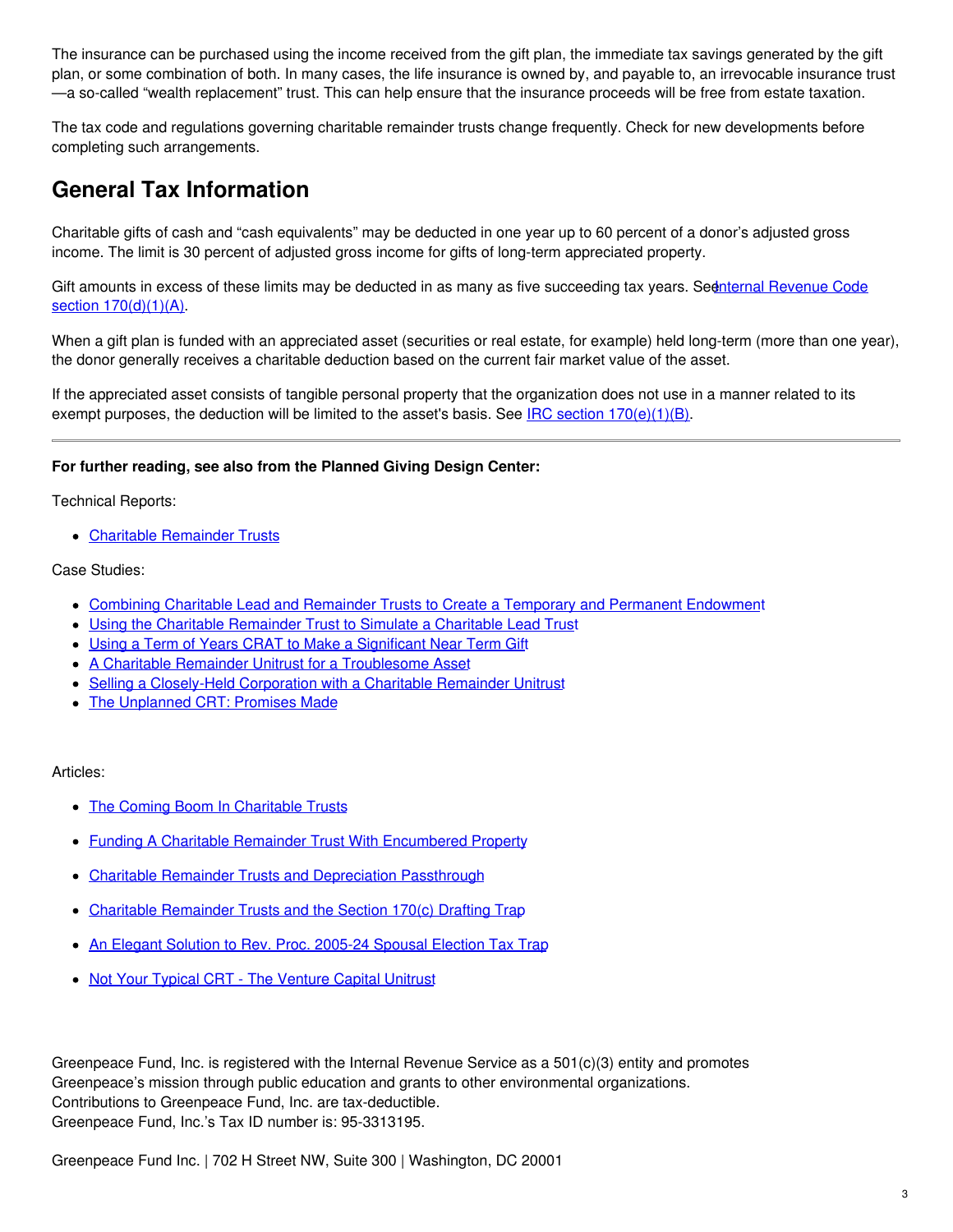The insurance can be purchased using the income received from the gift plan, the immediate tax savings generated by the gift plan, or some combination of both. In many cases, the life insurance is owned by, and payable to, an irrevocable insurance trust —a so-called "wealth replacement" trust. This can help ensure that the insurance proceeds will be free from estate taxation.

The tax code and regulations governing charitable remainder trusts change frequently. Check for new developments before completing such arrangements.

## General Tax Information

Charitable gifts of cash and "cash equivalents" may be deducted in one year up to 60 percent of a donor's adjusted gross income. The limit is 30 percent of adjusted gross income for gifts of long-term appreciated property.

Gift amounts in excess of these limits may be deducted in as many as five succeeding tax years. See Internal Revenue Code section 170(d)(1)(A).

When a gift plan is funded with an appreciated asset (securities or real estate, for example) held long-term (more than one year), the donor generally receives a charitable deduction based on the current fair market value of the asset.

If the appreciated asset consists of tangible personal property that the organization does not use in a manner related to its exempt purposes, the deduction will be limited to the asset's basis. See IRC section 170(e)(1)(B).

---

**For further reading, see also from the Planned Giving Design Center:**

Technical Reports:

- Charitable Remainder Trusts

Case Studies:

- Combining Charitable Lead and Remainder Trusts to Create a Temporary and Permanent Endowment
- Using the Charitable Remainder Trust to Simulate a Charitable Lead Trust
- Using a Term of Years CRAT to Make a Significant Near Term Gift
- A Charitable Remainder Unitrust for a Troublesome Asset
- Selling a Closely-Held Corporation with a Charitable Remainder Unitrust
- The Unplanned CRT: Promises Made

Articles:

- The Coming Boom In Charitable Trusts
- Funding A Charitable Remainder Trust With Encumbered Property
- Charitable Remainder Trusts and Depreciation Passthrough
- Charitable Remainder Trusts and the Section 170(c) Drafting Trap
- An Elegant Solution to Rev. Proc. 2005-24 Spousal Election Tax Trap
- Not Your Typical CRT - The Venture Capital Unitrust

Greenpeace Fund, Inc. is registered with the Internal Revenue Service as a 501(c)(3) entity and promotes Greenpeace's mission through public education and grants to other environmental organizations.
Contributions to Greenpeace Fund, Inc. are tax-deductible.
Greenpeace Fund, Inc.'s Tax ID number is: 95-3313195.

Greenpeace Fund Inc. | 702 H Street NW, Suite 300 | Washington, DC 20001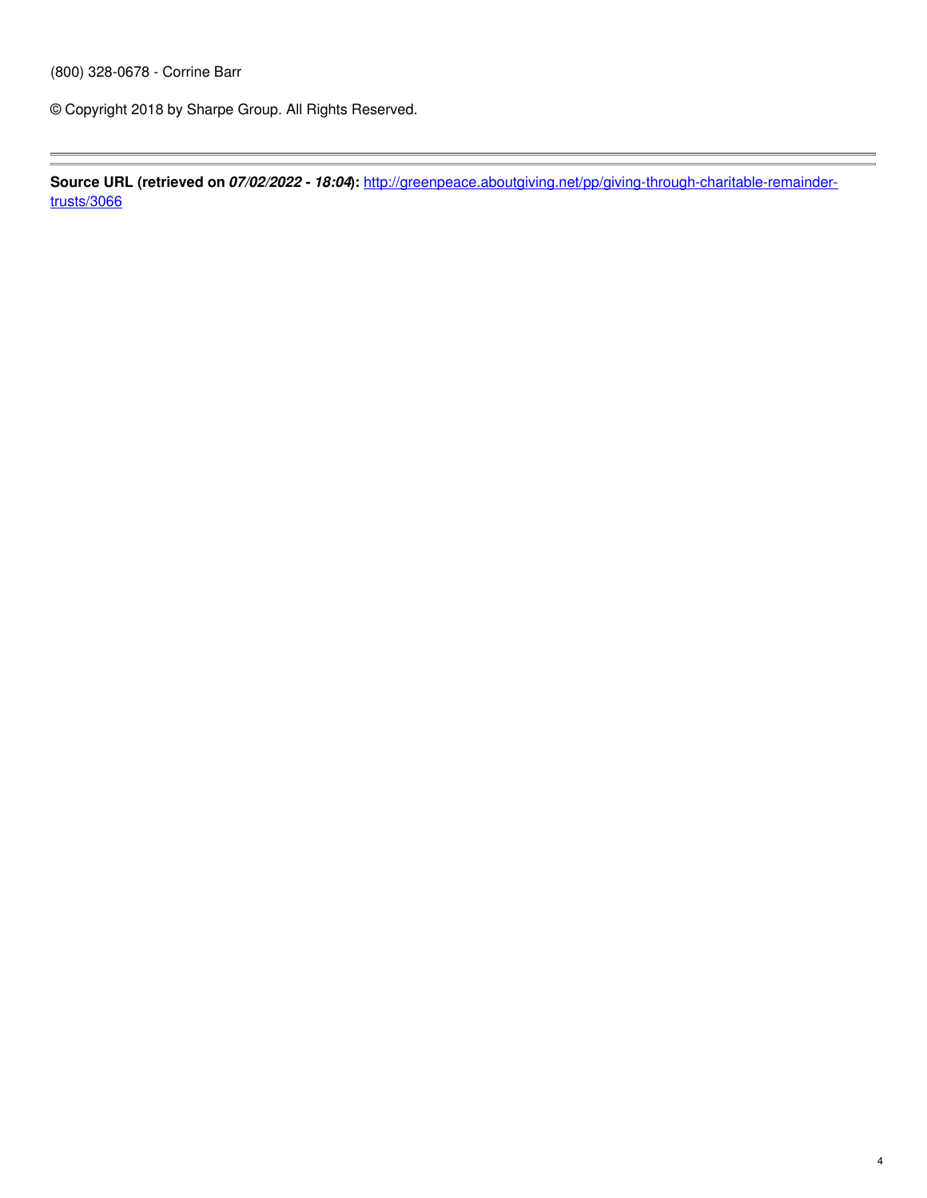(800) 328-0678 - Corrine Barr

© Copyright 2018 by Sharpe Group. All Rights Reserved.

---

**Source URL (retrieved on *07/02/2022 - 18:04*):** [http://greenpeace.aboutgiving.net/pp/giving-through-charitable-remainder-trusts/3066](http://greenpeace.aboutgiving.net/pp/giving-through-charitable-remainder-trusts/3066)